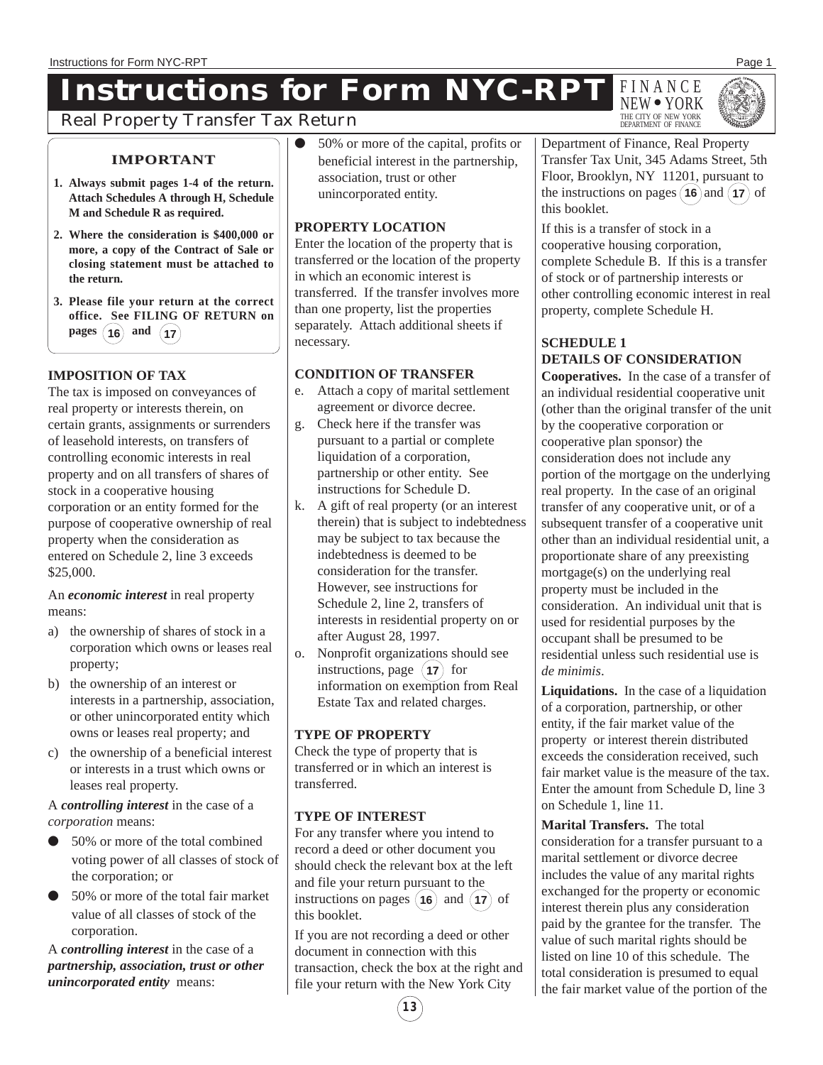# Instructions for Form NYC-RPT

## Real Property Transfer Tax Return

FINANCE
NEW • YORK
THE CITY OF NEW YORK
DEPARTMENT OF FINANCE

**IMPORTANT**

1. **Always submit pages 1-4 of the return. Attach Schedules A through H, Schedule M and Schedule R as required.**
2. **Where the consideration is $400,000 or more, a copy of the Contract of Sale or closing statement must be attached to the return.**
3. **Please file your return at the correct office. See FILING OF RETURN on pages 16 and 17**

### IMPOSITION OF TAX

The tax is imposed on conveyances of real property or interests therein, on certain grants, assignments or surrenders of leasehold interests, on transfers of controlling economic interests in real property and on all transfers of shares of stock in a cooperative housing corporation or an entity formed for the purpose of cooperative ownership of real property when the consideration as entered on Schedule 2, line 3 exceeds $25,000.

An ***economic interest*** in real property means:

a) the ownership of shares of stock in a corporation which owns or leases real property;
b) the ownership of an interest or interests in a partnership, association, or other unincorporated entity which owns or leases real property; and
c) the ownership of a beneficial interest or interests in a trust which owns or leases real property.

A ***controlling interest*** in the case of a *corporation* means:

- 50% or more of the total combined voting power of all classes of stock of the corporation; or
- 50% or more of the total fair market value of all classes of stock of the corporation.

A ***controlling interest*** in the case of a ***partnership, association, trust or other unincorporated entity*** means:

- 50% or more of the capital, profits or beneficial interest in the partnership, association, trust or other unincorporated entity.

### PROPERTY LOCATION

Enter the location of the property that is transferred or the location of the property in which an economic interest is transferred. If the transfer involves more than one property, list the properties separately. Attach additional sheets if necessary.

### CONDITION OF TRANSFER

e. Attach a copy of marital settlement agreement or divorce decree.
g. Check here if the transfer was pursuant to a partial or complete liquidation of a corporation, partnership or other entity. See instructions for Schedule D.
k. A gift of real property (or an interest therein) that is subject to indebtedness may be subject to tax because the indebtedness is deemed to be consideration for the transfer. However, see instructions for Schedule 2, line 2, transfers of interests in residential property on or after August 28, 1997.
o. Nonprofit organizations should see instructions, page 17 for information on exemption from Real Estate Tax and related charges.

### TYPE OF PROPERTY

Check the type of property that is transferred or in which an interest is transferred.

### TYPE OF INTEREST

For any transfer where you intend to record a deed or other document you should check the relevant box at the left and file your return pursuant to the instructions on pages 16 and 17 of this booklet.

If you are not recording a deed or other document in connection with this transaction, check the box at the right and file your return with the New York City Department of Finance, Real Property Transfer Tax Unit, 345 Adams Street, 5th Floor, Brooklyn, NY 11201, pursuant to the instructions on pages 16 and 17 of this booklet.

If this is a transfer of stock in a cooperative housing corporation, complete Schedule B. If this is a transfer of stock or of partnership interests or other controlling economic interest in real property, complete Schedule H.

### SCHEDULE 1
### DETAILS OF CONSIDERATION

**Cooperatives.** In the case of a transfer of an individual residential cooperative unit (other than the original transfer of the unit by the cooperative corporation or cooperative plan sponsor) the consideration does not include any portion of the mortgage on the underlying real property. In the case of an original transfer of any cooperative unit, or of a subsequent transfer of a cooperative unit other than an individual residential unit, a proportionate share of any preexisting mortgage(s) on the underlying real property must be included in the consideration. An individual unit that is used for residential purposes by the occupant shall be presumed to be residential unless such residential use is *de minimis*.

**Liquidations.** In the case of a liquidation of a corporation, partnership, or other entity, if the fair market value of the property or interest therein distributed exceeds the consideration received, such fair market value is the measure of the tax. Enter the amount from Schedule D, line 3 on Schedule 1, line 11.

**Marital Transfers.** The total consideration for a transfer pursuant to a marital settlement or divorce decree includes the value of any marital rights exchanged for the property or economic interest therein plus any consideration paid by the grantee for the transfer. The value of such marital rights should be listed on line 10 of this schedule. The total consideration is presumed to equal the fair market value of the portion of the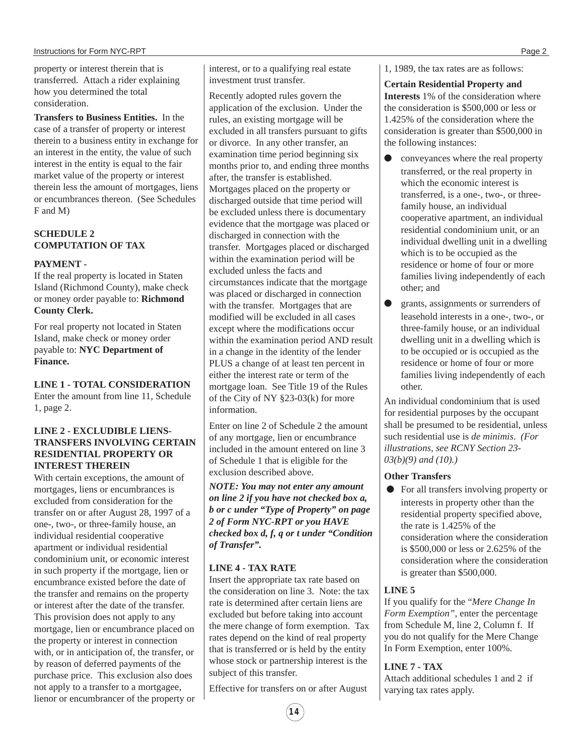property or interest therein that is transferred. Attach a rider explaining how you determined the total consideration.

**Transfers to Business Entities.** In the case of a transfer of property or interest therein to a business entity in exchange for an interest in the entity, the value of such interest in the entity is equal to the fair market value of the property or interest therein less the amount of mortgages, liens or encumbrances thereon. (See Schedules F and M)

## SCHEDULE 2 COMPUTATION OF TAX

**PAYMENT -**

If the real property is located in Staten Island (Richmond County), make check or money order payable to: **Richmond County Clerk.**

For real property not located in Staten Island, make check or money order payable to: **NYC Department of Finance.**

**LINE 1 - TOTAL CONSIDERATION**

Enter the amount from line 11, Schedule 1, page 2.

**LINE 2 - EXCLUDIBLE LIENS-TRANSFERS INVOLVING CERTAIN RESIDENTIAL PROPERTY OR INTEREST THEREIN**

With certain exceptions, the amount of mortgages, liens or encumbrances is excluded from consideration for the transfer on or after August 28, 1997 of a one-, two-, or three-family house, an individual residential cooperative apartment or individual residential condominium unit, or economic interest in such property if the mortgage, lien or encumbrance existed before the date of the transfer and remains on the property or interest after the date of the transfer. This provision does not apply to any mortgage, lien or encumbrance placed on the property or interest in connection with, or in anticipation of, the transfer, or by reason of deferred payments of the purchase price. This exclusion also does not apply to a transfer to a mortgagee, lienor or encumbrancer of the property or interest, or to a qualifying real estate investment trust transfer.

Recently adopted rules govern the application of the exclusion. Under the rules, an existing mortgage will be excluded in all transfers pursuant to gifts or divorce. In any other transfer, an examination time period beginning six months prior to, and ending three months after, the transfer is established. Mortgages placed on the property or discharged outside that time period will be excluded unless there is documentary evidence that the mortgage was placed or discharged in connection with the transfer. Mortgages placed or discharged within the examination period will be excluded unless the facts and circumstances indicate that the mortgage was placed or discharged in connection with the transfer. Mortgages that are modified will be excluded in all cases except where the modifications occur within the examination period AND result in a change in the identity of the lender PLUS a change of at least ten percent in either the interest rate or term of the mortgage loan. See Title 19 of the Rules of the City of NY §23-03(k) for more information.

Enter on line 2 of Schedule 2 the amount of any mortgage, lien or encumbrance included in the amount entered on line 3 of Schedule 1 that is eligible for the exclusion described above.

***NOTE: You may not enter any amount on line 2 if you have not checked box a, b or c under "Type of Property" on page 2 of Form NYC-RPT or you HAVE checked box d, f, q or t under "Condition of Transfer".***

**LINE 4 - TAX RATE**

Insert the appropriate tax rate based on the consideration on line 3. Note: the tax rate is determined after certain liens are excluded but before taking into account the mere change of form exemption. Tax rates depend on the kind of real property that is transferred or is held by the entity whose stock or partnership interest is the subject of this transfer.

Effective for transfers on or after August 1, 1989, the tax rates are as follows:

**Certain Residential Property and Interests** 1% of the consideration where the consideration is $500,000 or less or 1.425% of the consideration where the consideration is greater than $500,000 in the following instances:

- conveyances where the real property transferred, or the real property in which the economic interest is transferred, is a one-, two-, or three-family house, an individual cooperative apartment, an individual residential condominium unit, or an individual dwelling unit in a dwelling which is to be occupied as the residence or home of four or more families living independently of each other; and
- grants, assignments or surrenders of leasehold interests in a one-, two-, or three-family house, or an individual dwelling unit in a dwelling which is to be occupied or is occupied as the residence or home of four or more families living independently of each other.

An individual condominium that is used for residential purposes by the occupant shall be presumed to be residential, unless such residential use is *de minimis*. *(For illustrations, see RCNY Section 23-03(b)(9) and (10).)*

**Other Transfers**

- For all transfers involving property or interests in property other than the residential property specified above, the rate is 1.425% of the consideration where the consideration is $500,000 or less or 2.625% of the consideration where the consideration is greater than $500,000.

**LINE 5**

If you qualify for the "*Mere Change In Form Exemption*", enter the percentage from Schedule M, line 2, Column f. If you do not qualify for the Mere Change In Form Exemption, enter 100%.

**LINE 7 - TAX**

Attach additional schedules 1 and 2 if varying tax rates apply.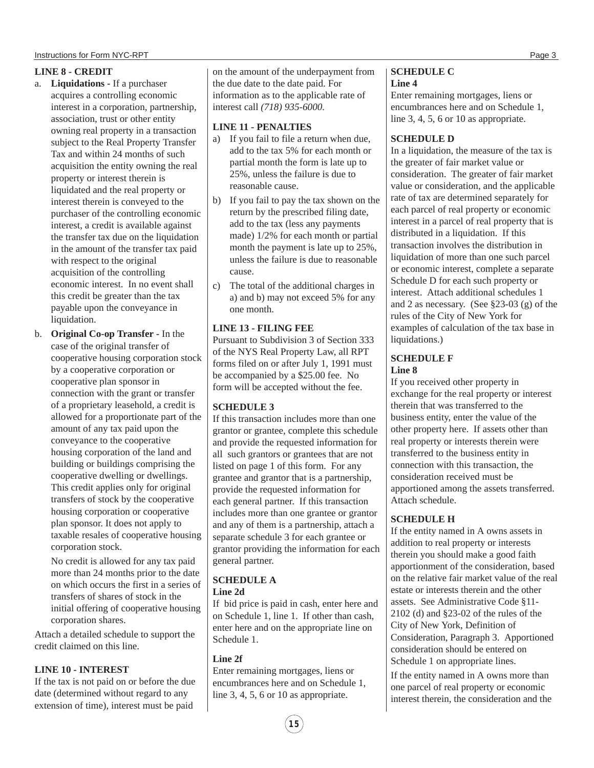### LINE 8 - CREDIT

a. **Liquidations -** If a purchaser acquires a controlling economic interest in a corporation, partnership, association, trust or other entity owning real property in a transaction subject to the Real Property Transfer Tax and within 24 months of such acquisition the entity owning the real property or interest therein is liquidated and the real property or interest therein is conveyed to the purchaser of the controlling economic interest, a credit is available against the transfer tax due on the liquidation in the amount of the transfer tax paid with respect to the original acquisition of the controlling economic interest. In no event shall this credit be greater than the tax payable upon the conveyance in liquidation.

b. **Original Co-op Transfer -** In the case of the original transfer of cooperative housing corporation stock by a cooperative corporation or cooperative plan sponsor in connection with the grant or transfer of a proprietary leasehold, a credit is allowed for a proportionate part of the amount of any tax paid upon the conveyance to the cooperative housing corporation of the land and building or buildings comprising the cooperative dwelling or dwellings. This credit applies only for original transfers of stock by the cooperative housing corporation or cooperative plan sponsor. It does not apply to taxable resales of cooperative housing corporation stock.

   No credit is allowed for any tax paid more than 24 months prior to the date on which occurs the first in a series of transfers of shares of stock in the initial offering of cooperative housing corporation shares.

Attach a detailed schedule to support the credit claimed on this line.

### LINE 10 - INTEREST

If the tax is not paid on or before the due date (determined without regard to any extension of time), interest must be paid on the amount of the underpayment from the due date to the date paid. For information as to the applicable rate of interest call *(718) 935-6000.*

### LINE 11 - PENALTIES

a) If you fail to file a return when due, add to the tax 5% for each month or partial month the form is late up to 25%, unless the failure is due to reasonable cause.

b) If you fail to pay the tax shown on the return by the prescribed filing date, add to the tax (less any payments made) 1/2% for each month or partial month the payment is late up to 25%, unless the failure is due to reasonable cause.

c) The total of the additional charges in a) and b) may not exceed 5% for any one month.

### LINE 13 - FILING FEE

Pursuant to Subdivision 3 of Section 333 of the NYS Real Property Law, all RPT forms filed on or after July 1, 1991 must be accompanied by a $25.00 fee. No form will be accepted without the fee.

### SCHEDULE 3

If this transaction includes more than one grantor or grantee, complete this schedule and provide the requested information for all such grantors or grantees that are not listed on page 1 of this form. For any grantee and grantor that is a partnership, provide the requested information for each general partner. If this transaction includes more than one grantee or grantor and any of them is a partnership, attach a separate schedule 3 for each grantee or grantor providing the information for each general partner.

### SCHEDULE A

**Line 2d**

If bid price is paid in cash, enter here and on Schedule 1, line 1. If other than cash, enter here and on the appropriate line on Schedule 1.

**Line 2f**

Enter remaining mortgages, liens or encumbrances here and on Schedule 1, line 3, 4, 5, 6 or 10 as appropriate.

### SCHEDULE C

**Line 4**

Enter remaining mortgages, liens or encumbrances here and on Schedule 1, line 3, 4, 5, 6 or 10 as appropriate.

### SCHEDULE D

In a liquidation, the measure of the tax is the greater of fair market value or consideration. The greater of fair market value or consideration, and the applicable rate of tax are determined separately for each parcel of real property or economic interest in a parcel of real property that is distributed in a liquidation. If this transaction involves the distribution in liquidation of more than one such parcel or economic interest, complete a separate Schedule D for each such property or interest. Attach additional schedules 1 and 2 as necessary. (See §23-03 (g) of the rules of the City of New York for examples of calculation of the tax base in liquidations.)

### SCHEDULE F

**Line 8**

If you received other property in exchange for the real property or interest therein that was transferred to the business entity, enter the value of the other property here. If assets other than real property or interests therein were transferred to the business entity in connection with this transaction, the consideration received must be apportioned among the assets transferred. Attach schedule.

### SCHEDULE H

If the entity named in A owns assets in addition to real property or interests therein you should make a good faith apportionment of the consideration, based on the relative fair market value of the real estate or interests therein and the other assets. See Administrative Code §11-2102 (d) and §23-02 of the rules of the City of New York, Definition of Consideration, Paragraph 3. Apportioned consideration should be entered on Schedule 1 on appropriate lines.

If the entity named in A owns more than one parcel of real property or economic interest therein, the consideration and the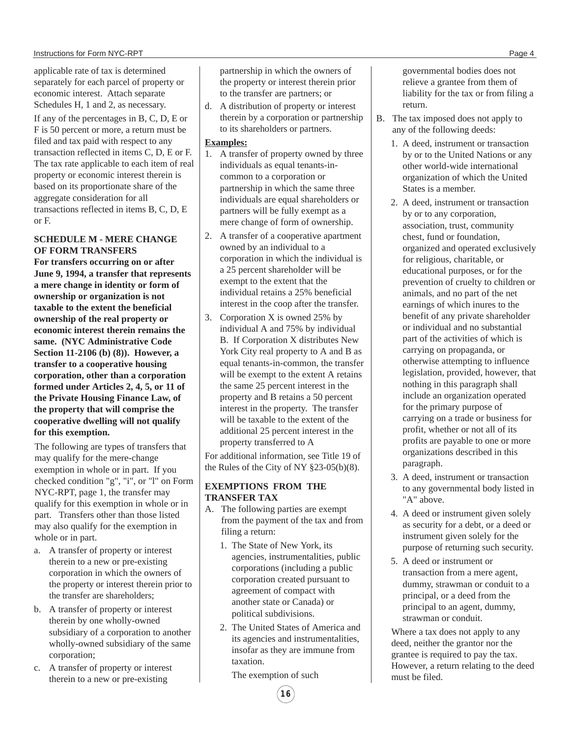applicable rate of tax is determined separately for each parcel of property or economic interest. Attach separate Schedules H, 1 and 2, as necessary.

If any of the percentages in B, C, D, E or F is 50 percent or more, a return must be filed and tax paid with respect to any transaction reflected in items C, D, E or F. The tax rate applicable to each item of real property or economic interest therein is based on its proportionate share of the aggregate consideration for all transactions reflected in items B, C, D, E or F.

## SCHEDULE M - MERE CHANGE OF FORM TRANSFERS

**For transfers occurring on or after June 9, 1994, a transfer that represents a mere change in identity or form of ownership or organization is not taxable to the extent the beneficial ownership of the real property or economic interest therein remains the same. (NYC Administrative Code Section 11-2106 (b) (8)). However, a transfer to a cooperative housing corporation, other than a corporation formed under Articles 2, 4, 5, or 11 of the Private Housing Finance Law, of the property that will comprise the cooperative dwelling will not qualify for this exemption.**

The following are types of transfers that may qualify for the mere-change exemption in whole or in part. If you checked condition "g", "i", or "l" on Form NYC-RPT, page 1, the transfer may qualify for this exemption in whole or in part. Transfers other than those listed may also qualify for the exemption in whole or in part.

a. A transfer of property or interest therein to a new or pre-existing corporation in which the owners of the property or interest therein prior to the transfer are shareholders;

b. A transfer of property or interest therein by one wholly-owned subsidiary of a corporation to another wholly-owned subsidiary of the same corporation;

c. A transfer of property or interest therein to a new or pre-existing partnership in which the owners of the property or interest therein prior to the transfer are partners; or

d. A distribution of property or interest therein by a corporation or partnership to its shareholders or partners.

**Examples:**

1. A transfer of property owned by three individuals as equal tenants-in-common to a corporation or partnership in which the same three individuals are equal shareholders or partners will be fully exempt as a mere change of form of ownership.
2. A transfer of a cooperative apartment owned by an individual to a corporation in which the individual is a 25 percent shareholder will be exempt to the extent that the individual retains a 25% beneficial interest in the coop after the transfer.
3. Corporation X is owned 25% by individual A and 75% by individual B. If Corporation X distributes New York City real property to A and B as equal tenants-in-common, the transfer will be exempt to the extent A retains the same 25 percent interest in the property and B retains a 50 percent interest in the property. The transfer will be taxable to the extent of the additional 25 percent interest in the property transferred to A

For additional information, see Title 19 of the Rules of the City of NY §23-05(b)(8).

## EXEMPTIONS FROM THE TRANSFER TAX

A. The following parties are exempt from the payment of the tax and from filing a return:

   1. The State of New York, its agencies, instrumentalities, public corporations (including a public corporation created pursuant to agreement of compact with another state or Canada) or political subdivisions.
   2. The United States of America and its agencies and instrumentalities, insofar as they are immune from taxation.

   The exemption of such governmental bodies does not relieve a grantee from them of liability for the tax or from filing a return.

B. The tax imposed does not apply to any of the following deeds:

   1. A deed, instrument or transaction by or to the United Nations or any other world-wide international organization of which the United States is a member.
   2. A deed, instrument or transaction by or to any corporation, association, trust, community chest, fund or foundation, organized and operated exclusively for religious, charitable, or educational purposes, or for the prevention of cruelty to children or animals, and no part of the net earnings of which inures to the benefit of any private shareholder or individual and no substantial part of the activities of which is carrying on propaganda, or otherwise attempting to influence legislation, provided, however, that nothing in this paragraph shall include an organization operated for the primary purpose of carrying on a trade or business for profit, whether or not all of its profits are payable to one or more organizations described in this paragraph.
   3. A deed, instrument or transaction to any governmental body listed in "A" above.
   4. A deed or instrument given solely as security for a debt, or a deed or instrument given solely for the purpose of returning such security.
   5. A deed or instrument or transaction from a mere agent, dummy, strawman or conduit to a principal, or a deed from the principal to an agent, dummy, strawman or conduit.

   Where a tax does not apply to any deed, neither the grantor nor the grantee is required to pay the tax. However, a return relating to the deed must be filed.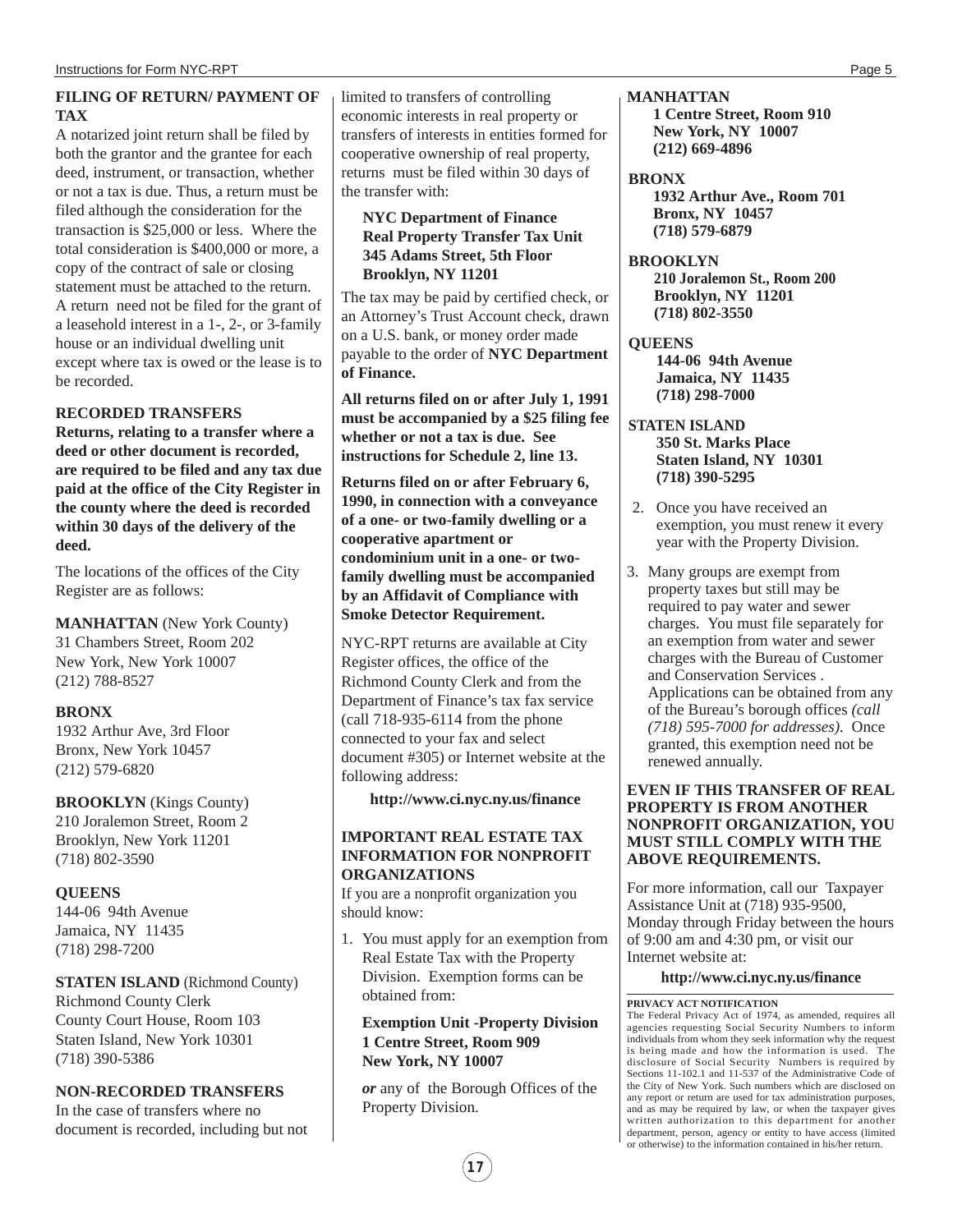### FILING OF RETURN/ PAYMENT OF TAX

A notarized joint return shall be filed by both the grantor and the grantee for each deed, instrument, or transaction, whether or not a tax is due. Thus, a return must be filed although the consideration for the transaction is $25,000 or less. Where the total consideration is $400,000 or more, a copy of the contract of sale or closing statement must be attached to the return. A return need not be filed for the grant of a leasehold interest in a 1-, 2-, or 3-family house or an individual dwelling unit except where tax is owed or the lease is to be recorded.

### RECORDED TRANSFERS

**Returns, relating to a transfer where a deed or other document is recorded, are required to be filed and any tax due paid at the office of the City Register in the county where the deed is recorded within 30 days of the delivery of the deed.**

The locations of the offices of the City Register are as follows:

**MANHATTAN** (New York County)
31 Chambers Street, Room 202
New York, New York 10007
(212) 788-8527

**BRONX**
1932 Arthur Ave, 3rd Floor
Bronx, New York 10457
(212) 579-6820

**BROOKLYN** (Kings County)
210 Joralemon Street, Room 2
Brooklyn, New York 11201
(718) 802-3590

**QUEENS**
144-06 94th Avenue
Jamaica, NY 11435
(718) 298-7200

**STATEN ISLAND** (Richmond County)
Richmond County Clerk
County Court House, Room 103
Staten Island, New York 10301
(718) 390-5386

### NON-RECORDED TRANSFERS

In the case of transfers where no document is recorded, including but not limited to transfers of controlling economic interests in real property or transfers of interests in entities formed for cooperative ownership of real property, returns must be filed within 30 days of the transfer with:

**NYC Department of Finance**
**Real Property Transfer Tax Unit**
**345 Adams Street, 5th Floor**
**Brooklyn, NY 11201**

The tax may be paid by certified check, or an Attorney's Trust Account check, drawn on a U.S. bank, or money order made payable to the order of **NYC Department of Finance.**

**All returns filed on or after July 1, 1991 must be accompanied by a $25 filing fee whether or not a tax is due. See instructions for Schedule 2, line 13.**

**Returns filed on or after February 6, 1990, in connection with a conveyance of a one- or two-family dwelling or a cooperative apartment or condominium unit in a one- or two-family dwelling must be accompanied by an Affidavit of Compliance with Smoke Detector Requirement.**

NYC-RPT returns are available at City Register offices, the office of the Richmond County Clerk and from the Department of Finance's tax fax service (call 718-935-6114 from the phone connected to your fax and select document #305) or Internet website at the following address:

**http://www.ci.nyc.ny.us/finance**

### IMPORTANT REAL ESTATE TAX INFORMATION FOR NONPROFIT ORGANIZATIONS

If you are a nonprofit organization you should know:

1. You must apply for an exemption from Real Estate Tax with the Property Division. Exemption forms can be obtained from:

   **Exemption Unit -Property Division**
   **1 Centre Street, Room 909**
   **New York, NY 10007**

   ***or*** any of the Borough Offices of the Property Division.

   **MANHATTAN**
   **1 Centre Street, Room 910**
   **New York, NY 10007**
   **(212) 669-4896**

   **BRONX**
   **1932 Arthur Ave., Room 701**
   **Bronx, NY 10457**
   **(718) 579-6879**

   **BROOKLYN**
   **210 Joralemon St., Room 200**
   **Brooklyn, NY 11201**
   **(718) 802-3550**

   **QUEENS**
   **144-06 94th Avenue**
   **Jamaica, NY 11435**
   **(718) 298-7000**

   **STATEN ISLAND**
   **350 St. Marks Place**
   **Staten Island, NY 10301**
   **(718) 390-5295**

2. Once you have received an exemption, you must renew it every year with the Property Division.

3. Many groups are exempt from property taxes but still may be required to pay water and sewer charges. You must file separately for an exemption from water and sewer charges with the Bureau of Customer and Conservation Services . Applications can be obtained from any of the Bureau's borough offices *(call (718) 595-7000 for addresses).* Once granted, this exemption need not be renewed annually.

**EVEN IF THIS TRANSFER OF REAL PROPERTY IS FROM ANOTHER NONPROFIT ORGANIZATION, YOU MUST STILL COMPLY WITH THE ABOVE REQUIREMENTS.**

For more information, call our Taxpayer Assistance Unit at (718) 935-9500, Monday through Friday between the hours of 9:00 am and 4:30 pm, or visit our Internet website at:

**http://www.ci.nyc.ny.us/finance**

**PRIVACY ACT NOTIFICATION**
The Federal Privacy Act of 1974, as amended, requires all agencies requesting Social Security Numbers to inform individuals from whom they seek information why the request is being made and how the information is used. The disclosure of Social Security Numbers is required by Sections 11-102.1 and 11-537 of the Administrative Code of the City of New York. Such numbers which are disclosed on any report or return are used for tax administration purposes, and as may be required by law, or when the taxpayer gives written authorization to this department for another department, person, agency or entity to have access (limited or otherwise) to the information contained in his/her return.